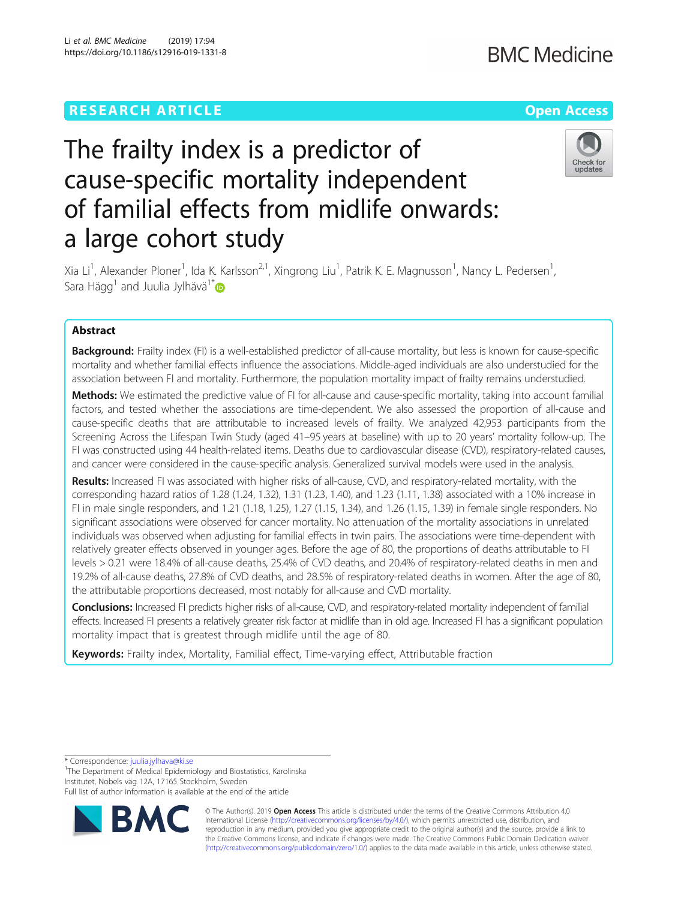RESEARCH ARTICLE

Open Access

# The frailty index is a predictor of cause-specific mortality independent of familial effects from midlife onwards: a large cohort study

Xia Li[1], Alexander Ploner[1], Ida K. Karlsson[2,1], Xingrong Liu[1], Patrik K. E. Magnusson[1], Nancy L. Pedersen[1], Sara Hägg[1] and Juulia Jylhävä[1*]

## Abstract

**Background:** Frailty index (FI) is a well-established predictor of all-cause mortality, but less is known for cause-specific mortality and whether familial effects influence the associations. Middle-aged individuals are also understudied for the association between FI and mortality. Furthermore, the population mortality impact of frailty remains understudied.

**Methods:** We estimated the predictive value of FI for all-cause and cause-specific mortality, taking into account familial factors, and tested whether the associations are time-dependent. We also assessed the proportion of all-cause and cause-specific deaths that are attributable to increased levels of frailty. We analyzed 42,953 participants from the Screening Across the Lifespan Twin Study (aged 41–95 years at baseline) with up to 20 years' mortality follow-up. The FI was constructed using 44 health-related items. Deaths due to cardiovascular disease (CVD), respiratory-related causes, and cancer were considered in the cause-specific analysis. Generalized survival models were used in the analysis.

**Results:** Increased FI was associated with higher risks of all-cause, CVD, and respiratory-related mortality, with the corresponding hazard ratios of 1.28 (1.24, 1.32), 1.31 (1.23, 1.40), and 1.23 (1.11, 1.38) associated with a 10% increase in FI in male single responders, and 1.21 (1.18, 1.25), 1.27 (1.15, 1.34), and 1.26 (1.15, 1.39) in female single responders. No significant associations were observed for cancer mortality. No attenuation of the mortality associations in unrelated individuals was observed when adjusting for familial effects in twin pairs. The associations were time-dependent with relatively greater effects observed in younger ages. Before the age of 80, the proportions of deaths attributable to FI levels > 0.21 were 18.4% of all-cause deaths, 25.4% of CVD deaths, and 20.4% of respiratory-related deaths in men and 19.2% of all-cause deaths, 27.8% of CVD deaths, and 28.5% of respiratory-related deaths in women. After the age of 80, the attributable proportions decreased, most notably for all-cause and CVD mortality.

**Conclusions:** Increased FI predicts higher risks of all-cause, CVD, and respiratory-related mortality independent of familial effects. Increased FI presents a relatively greater risk factor at midlife than in old age. Increased FI has a significant population mortality impact that is greatest through midlife until the age of 80.

**Keywords:** Frailty index, Mortality, Familial effect, Time-varying effect, Attributable fraction

---

* Correspondence: juulia.jylhava@ki.se
[1]The Department of Medical Epidemiology and Biostatistics, Karolinska Institutet, Nobels väg 12A, 17165 Stockholm, Sweden
Full list of author information is available at the end of the article

© The Author(s). 2019 **Open Access** This article is distributed under the terms of the Creative Commons Attribution 4.0 International License (http://creativecommons.org/licenses/by/4.0/), which permits unrestricted use, distribution, and reproduction in any medium, provided you give appropriate credit to the original author(s) and the source, provide a link to the Creative Commons license, and indicate if changes were made. The Creative Commons Public Domain Dedication waiver (http://creativecommons.org/publicdomain/zero/1.0/) applies to the data made available in this article, unless otherwise stated.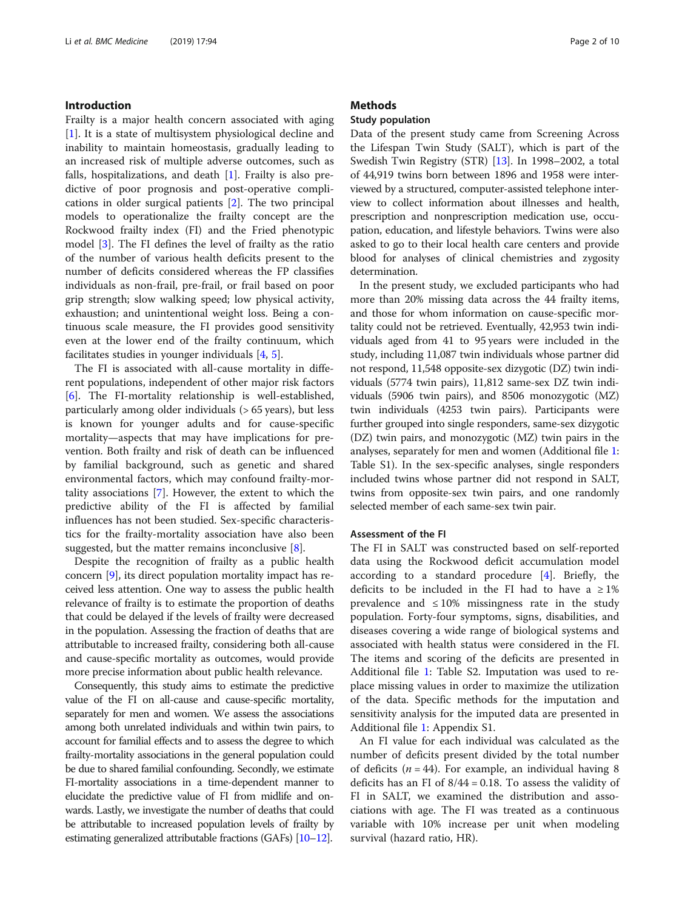## Introduction

Frailty is a major health concern associated with aging [1]. It is a state of multisystem physiological decline and inability to maintain homeostasis, gradually leading to an increased risk of multiple adverse outcomes, such as falls, hospitalizations, and death [1]. Frailty is also predictive of poor prognosis and post-operative complications in older surgical patients [2]. The two principal models to operationalize the frailty concept are the Rockwood frailty index (FI) and the Fried phenotypic model [3]. The FI defines the level of frailty as the ratio of the number of various health deficits present to the number of deficits considered whereas the FP classifies individuals as non-frail, pre-frail, or frail based on poor grip strength; slow walking speed; low physical activity, exhaustion; and unintentional weight loss. Being a continuous scale measure, the FI provides good sensitivity even at the lower end of the frailty continuum, which facilitates studies in younger individuals [4, 5].

The FI is associated with all-cause mortality in different populations, independent of other major risk factors [6]. The FI-mortality relationship is well-established, particularly among older individuals (> 65 years), but less is known for younger adults and for cause-specific mortality—aspects that may have implications for prevention. Both frailty and risk of death can be influenced by familial background, such as genetic and shared environmental factors, which may confound frailty-mortality associations [7]. However, the extent to which the predictive ability of the FI is affected by familial influences has not been studied. Sex-specific characteristics for the frailty-mortality association have also been suggested, but the matter remains inconclusive [8].

Despite the recognition of frailty as a public health concern [9], its direct population mortality impact has received less attention. One way to assess the public health relevance of frailty is to estimate the proportion of deaths that could be delayed if the levels of frailty were decreased in the population. Assessing the fraction of deaths that are attributable to increased frailty, considering both all-cause and cause-specific mortality as outcomes, would provide more precise information about public health relevance.

Consequently, this study aims to estimate the predictive value of the FI on all-cause and cause-specific mortality, separately for men and women. We assess the associations among both unrelated individuals and within twin pairs, to account for familial effects and to assess the degree to which frailty-mortality associations in the general population could be due to shared familial confounding. Secondly, we estimate FI-mortality associations in a time-dependent manner to elucidate the predictive value of FI from midlife and onwards. Lastly, we investigate the number of deaths that could be attributable to increased population levels of frailty by estimating generalized attributable fractions (GAFs) [10–12].

## Methods

### Study population

Data of the present study came from Screening Across the Lifespan Twin Study (SALT), which is part of the Swedish Twin Registry (STR) [13]. In 1998–2002, a total of 44,919 twins born between 1896 and 1958 were interviewed by a structured, computer-assisted telephone interview to collect information about illnesses and health, prescription and nonprescription medication use, occupation, education, and lifestyle behaviors. Twins were also asked to go to their local health care centers and provide blood for analyses of clinical chemistries and zygosity determination.

In the present study, we excluded participants who had more than 20% missing data across the 44 frailty items, and those for whom information on cause-specific mortality could not be retrieved. Eventually, 42,953 twin individuals aged from 41 to 95 years were included in the study, including 11,087 twin individuals whose partner did not respond, 11,548 opposite-sex dizygotic (DZ) twin individuals (5774 twin pairs), 11,812 same-sex DZ twin individuals (5906 twin pairs), and 8506 monozygotic (MZ) twin individuals (4253 twin pairs). Participants were further grouped into single responders, same-sex dizygotic (DZ) twin pairs, and monozygotic (MZ) twin pairs in the analyses, separately for men and women (Additional file 1: Table S1). In the sex-specific analyses, single responders included twins whose partner did not respond in SALT, twins from opposite-sex twin pairs, and one randomly selected member of each same-sex twin pair.

### Assessment of the FI

The FI in SALT was constructed based on self-reported data using the Rockwood deficit accumulation model according to a standard procedure [4]. Briefly, the deficits to be included in the FI had to have a ≥ 1% prevalence and ≤ 10% missingness rate in the study population. Forty-four symptoms, signs, disabilities, and diseases covering a wide range of biological systems and associated with health status were considered in the FI. The items and scoring of the deficits are presented in Additional file 1: Table S2. Imputation was used to replace missing values in order to maximize the utilization of the data. Specific methods for the imputation and sensitivity analysis for the imputed data are presented in Additional file 1: Appendix S1.

An FI value for each individual was calculated as the number of deficits present divided by the total number of deficits ($n = 44$). For example, an individual having 8 deficits has an FI of $8/44 = 0.18$. To assess the validity of FI in SALT, we examined the distribution and associations with age. The FI was treated as a continuous variable with 10% increase per unit when modeling survival (hazard ratio, HR).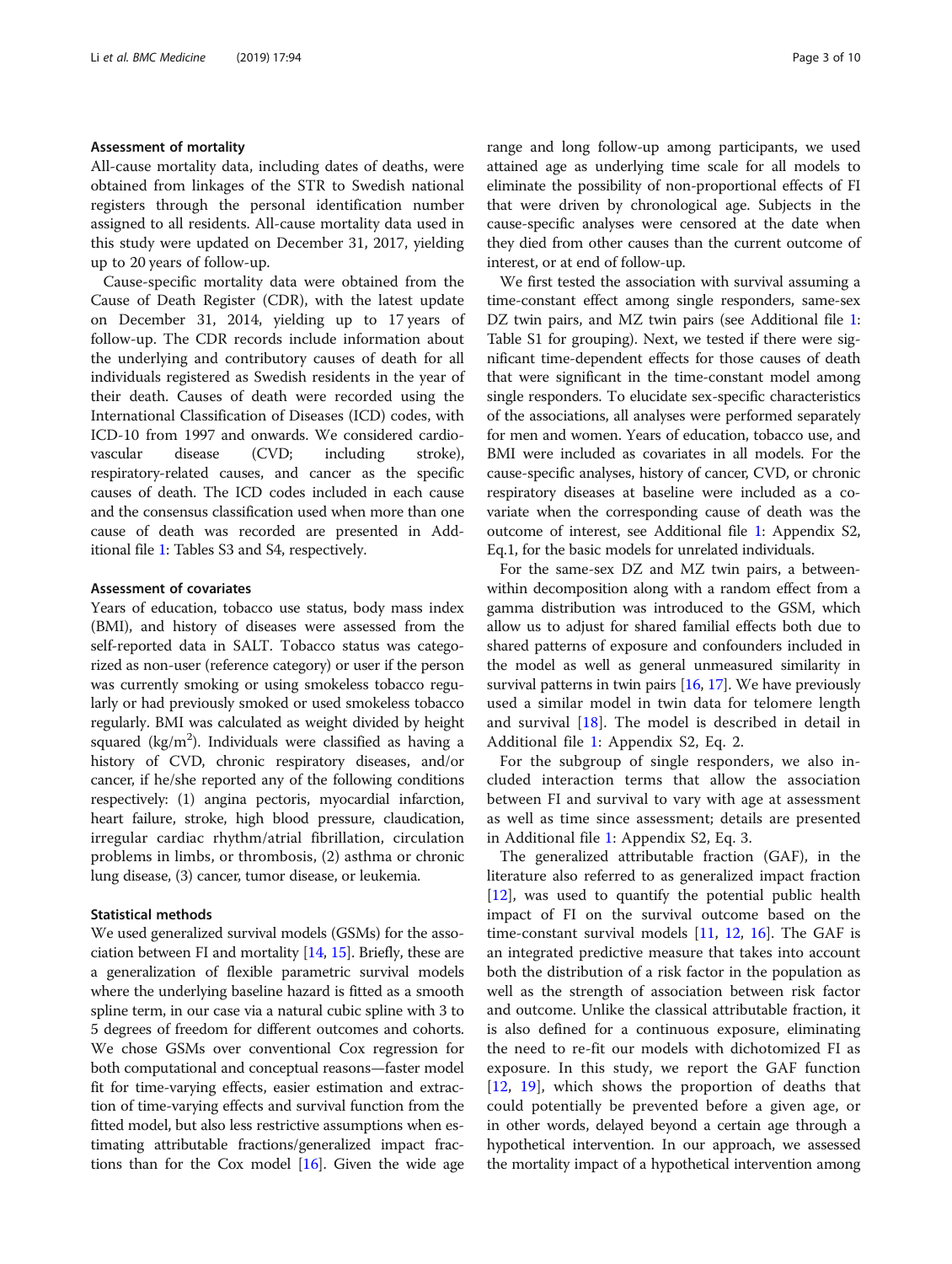### Assessment of mortality

All-cause mortality data, including dates of deaths, were obtained from linkages of the STR to Swedish national registers through the personal identification number assigned to all residents. All-cause mortality data used in this study were updated on December 31, 2017, yielding up to 20 years of follow-up.

Cause-specific mortality data were obtained from the Cause of Death Register (CDR), with the latest update on December 31, 2014, yielding up to 17 years of follow-up. The CDR records include information about the underlying and contributory causes of death for all individuals registered as Swedish residents in the year of their death. Causes of death were recorded using the International Classification of Diseases (ICD) codes, with ICD-10 from 1997 and onwards. We considered cardiovascular disease (CVD; including stroke), respiratory-related causes, and cancer as the specific causes of death. The ICD codes included in each cause and the consensus classification used when more than one cause of death was recorded are presented in Additional file 1: Tables S3 and S4, respectively.

### Assessment of covariates

Years of education, tobacco use status, body mass index (BMI), and history of diseases were assessed from the self-reported data in SALT. Tobacco status was categorized as non-user (reference category) or user if the person was currently smoking or using smokeless tobacco regularly or had previously smoked or used smokeless tobacco regularly. BMI was calculated as weight divided by height squared (kg/m$^2$). Individuals were classified as having a history of CVD, chronic respiratory diseases, and/or cancer, if he/she reported any of the following conditions respectively: (1) angina pectoris, myocardial infarction, heart failure, stroke, high blood pressure, claudication, irregular cardiac rhythm/atrial fibrillation, circulation problems in limbs, or thrombosis, (2) asthma or chronic lung disease, (3) cancer, tumor disease, or leukemia.

### Statistical methods

We used generalized survival models (GSMs) for the association between FI and mortality [14, 15]. Briefly, these are a generalization of flexible parametric survival models where the underlying baseline hazard is fitted as a smooth spline term, in our case via a natural cubic spline with 3 to 5 degrees of freedom for different outcomes and cohorts. We chose GSMs over conventional Cox regression for both computational and conceptual reasons—faster model fit for time-varying effects, easier estimation and extraction of time-varying effects and survival function from the fitted model, but also less restrictive assumptions when estimating attributable fractions/generalized impact fractions than for the Cox model [16]. Given the wide age range and long follow-up among participants, we used attained age as underlying time scale for all models to eliminate the possibility of non-proportional effects of FI that were driven by chronological age. Subjects in the cause-specific analyses were censored at the date when they died from other causes than the current outcome of interest, or at end of follow-up.

We first tested the association with survival assuming a time-constant effect among single responders, same-sex DZ twin pairs, and MZ twin pairs (see Additional file 1: Table S1 for grouping). Next, we tested if there were significant time-dependent effects for those causes of death that were significant in the time-constant model among single responders. To elucidate sex-specific characteristics of the associations, all analyses were performed separately for men and women. Years of education, tobacco use, and BMI were included as covariates in all models. For the cause-specific analyses, history of cancer, CVD, or chronic respiratory diseases at baseline were included as a covariate when the corresponding cause of death was the outcome of interest, see Additional file 1: Appendix S2, Eq.1, for the basic models for unrelated individuals.

For the same-sex DZ and MZ twin pairs, a between-within decomposition along with a random effect from a gamma distribution was introduced to the GSM, which allow us to adjust for shared familial effects both due to shared patterns of exposure and confounders included in the model as well as general unmeasured similarity in survival patterns in twin pairs [16, 17]. We have previously used a similar model in twin data for telomere length and survival [18]. The model is described in detail in Additional file 1: Appendix S2, Eq. 2.

For the subgroup of single responders, we also included interaction terms that allow the association between FI and survival to vary with age at assessment as well as time since assessment; details are presented in Additional file 1: Appendix S2, Eq. 3.

The generalized attributable fraction (GAF), in the literature also referred to as generalized impact fraction [12], was used to quantify the potential public health impact of FI on the survival outcome based on the time-constant survival models [11, 12, 16]. The GAF is an integrated predictive measure that takes into account both the distribution of a risk factor in the population as well as the strength of association between risk factor and outcome. Unlike the classical attributable fraction, it is also defined for a continuous exposure, eliminating the need to re-fit our models with dichotomized FI as exposure. In this study, we report the GAF function [12, 19], which shows the proportion of deaths that could potentially be prevented before a given age, or in other words, delayed beyond a certain age through a hypothetical intervention. In our approach, we assessed the mortality impact of a hypothetical intervention among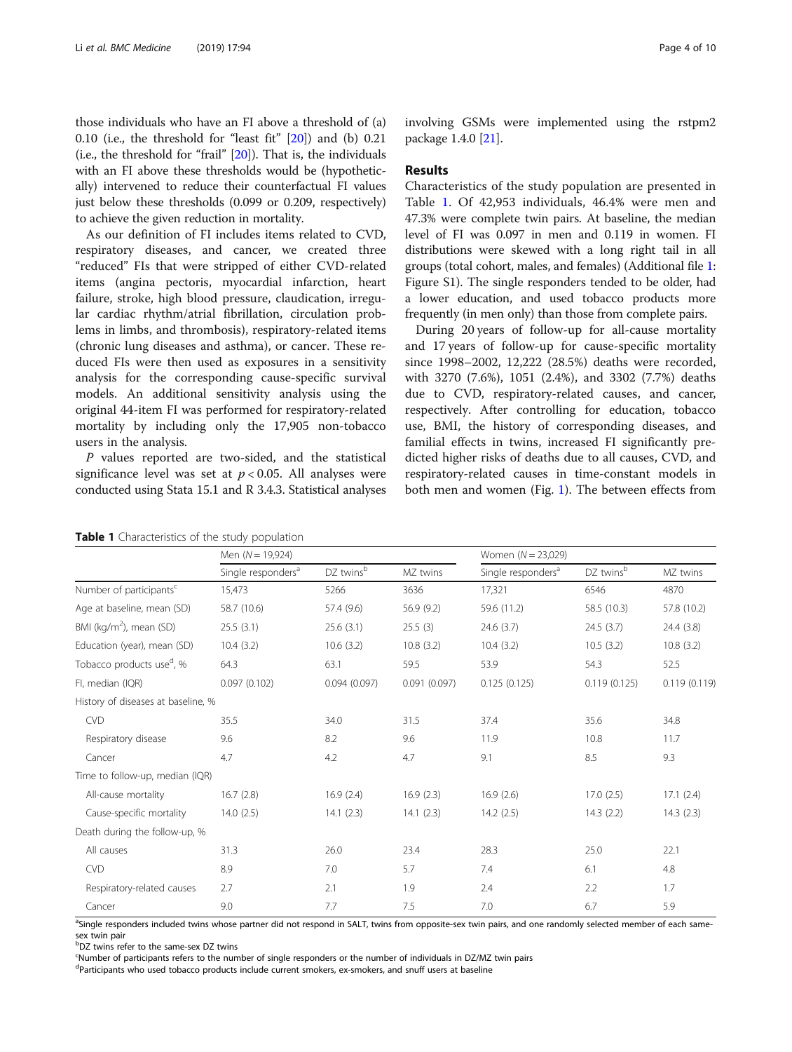those individuals who have an FI above a threshold of (a) 0.10 (i.e., the threshold for "least fit" [20]) and (b) 0.21 (i.e., the threshold for "frail" [20]). That is, the individuals with an FI above these thresholds would be (hypothetically) intervened to reduce their counterfactual FI values just below these thresholds (0.099 or 0.209, respectively) to achieve the given reduction in mortality.

As our definition of FI includes items related to CVD, respiratory diseases, and cancer, we created three "reduced" FIs that were stripped of either CVD-related items (angina pectoris, myocardial infarction, heart failure, stroke, high blood pressure, claudication, irregular cardiac rhythm/atrial fibrillation, circulation problems in limbs, and thrombosis), respiratory-related items (chronic lung diseases and asthma), or cancer. These reduced FIs were then used as exposures in a sensitivity analysis for the corresponding cause-specific survival models. An additional sensitivity analysis using the original 44-item FI was performed for respiratory-related mortality by including only the 17,905 non-tobacco users in the analysis.

*P* values reported are two-sided, and the statistical significance level was set at $p < 0.05$. All analyses were conducted using Stata 15.1 and R 3.4.3. Statistical analyses involving GSMs were implemented using the rstpm2 package 1.4.0 [21].

## Results

Characteristics of the study population are presented in Table 1. Of 42,953 individuals, 46.4% were men and 47.3% were complete twin pairs. At baseline, the median level of FI was 0.097 in men and 0.119 in women. FI distributions were skewed with a long right tail in all groups (total cohort, males, and females) (Additional file 1: Figure S1). The single responders tended to be older, had a lower education, and used tobacco products more frequently (in men only) than those from complete pairs.

During 20 years of follow-up for all-cause mortality and 17 years of follow-up for cause-specific mortality since 1998–2002, 12,222 (28.5%) deaths were recorded, with 3270 (7.6%), 1051 (2.4%), and 3302 (7.7%) deaths due to CVD, respiratory-related causes, and cancer, respectively. After controlling for education, tobacco use, BMI, the history of corresponding diseases, and familial effects in twins, increased FI significantly predicted higher risks of deaths due to all causes, CVD, and respiratory-related causes in time-constant models in both men and women (Fig. 1). The between effects from

**Table 1** Characteristics of the study population

| | Men ($N = 19{,}924$) | | | Women ($N = 23{,}029$) | | |
|---|---|---|---|---|---|---|
| | Single responders[a] | DZ twins[b] | MZ twins | Single responders[a] | DZ twins[b] | MZ twins |
| Number of participants[c] | 15,473 | 5266 | 3636 | 17,321 | 6546 | 4870 |
| Age at baseline, mean (SD) | 58.7 (10.6) | 57.4 (9.6) | 56.9 (9.2) | 59.6 (11.2) | 58.5 (10.3) | 57.8 (10.2) |
| BMI (kg/m$^2$), mean (SD) | 25.5 (3.1) | 25.6 (3.1) | 25.5 (3) | 24.6 (3.7) | 24.5 (3.7) | 24.4 (3.8) |
| Education (year), mean (SD) | 10.4 (3.2) | 10.6 (3.2) | 10.8 (3.2) | 10.4 (3.2) | 10.5 (3.2) | 10.8 (3.2) |
| Tobacco products use[d], % | 64.3 | 63.1 | 59.5 | 53.9 | 54.3 | 52.5 |
| FI, median (IQR) | 0.097 (0.102) | 0.094 (0.097) | 0.091 (0.097) | 0.125 (0.125) | 0.119 (0.125) | 0.119 (0.119) |
| History of diseases at baseline, % | | | | | | |
| CVD | 35.5 | 34.0 | 31.5 | 37.4 | 35.6 | 34.8 |
| Respiratory disease | 9.6 | 8.2 | 9.6 | 11.9 | 10.8 | 11.7 |
| Cancer | 4.7 | 4.2 | 4.7 | 9.1 | 8.5 | 9.3 |
| Time to follow-up, median (IQR) | | | | | | |
| All-cause mortality | 16.7 (2.8) | 16.9 (2.4) | 16.9 (2.3) | 16.9 (2.6) | 17.0 (2.5) | 17.1 (2.4) |
| Cause-specific mortality | 14.0 (2.5) | 14.1 (2.3) | 14.1 (2.3) | 14.2 (2.5) | 14.3 (2.2) | 14.3 (2.3) |
| Death during the follow-up, % | | | | | | |
| All causes | 31.3 | 26.0 | 23.4 | 28.3 | 25.0 | 22.1 |
| CVD | 8.9 | 7.0 | 5.7 | 7.4 | 6.1 | 4.8 |
| Respiratory-related causes | 2.7 | 2.1 | 1.9 | 2.4 | 2.2 | 1.7 |
| Cancer | 9.0 | 7.7 | 7.5 | 7.0 | 6.7 | 5.9 |

[a]Single responders included twins whose partner did not respond in SALT, twins from opposite-sex twin pairs, and one randomly selected member of each same-sex twin pair
[b]DZ twins refer to the same-sex DZ twins
[c]Number of participants refers to the number of single responders or the number of individuals in DZ/MZ twin pairs
[d]Participants who used tobacco products include current smokers, ex-smokers, and snuff users at baseline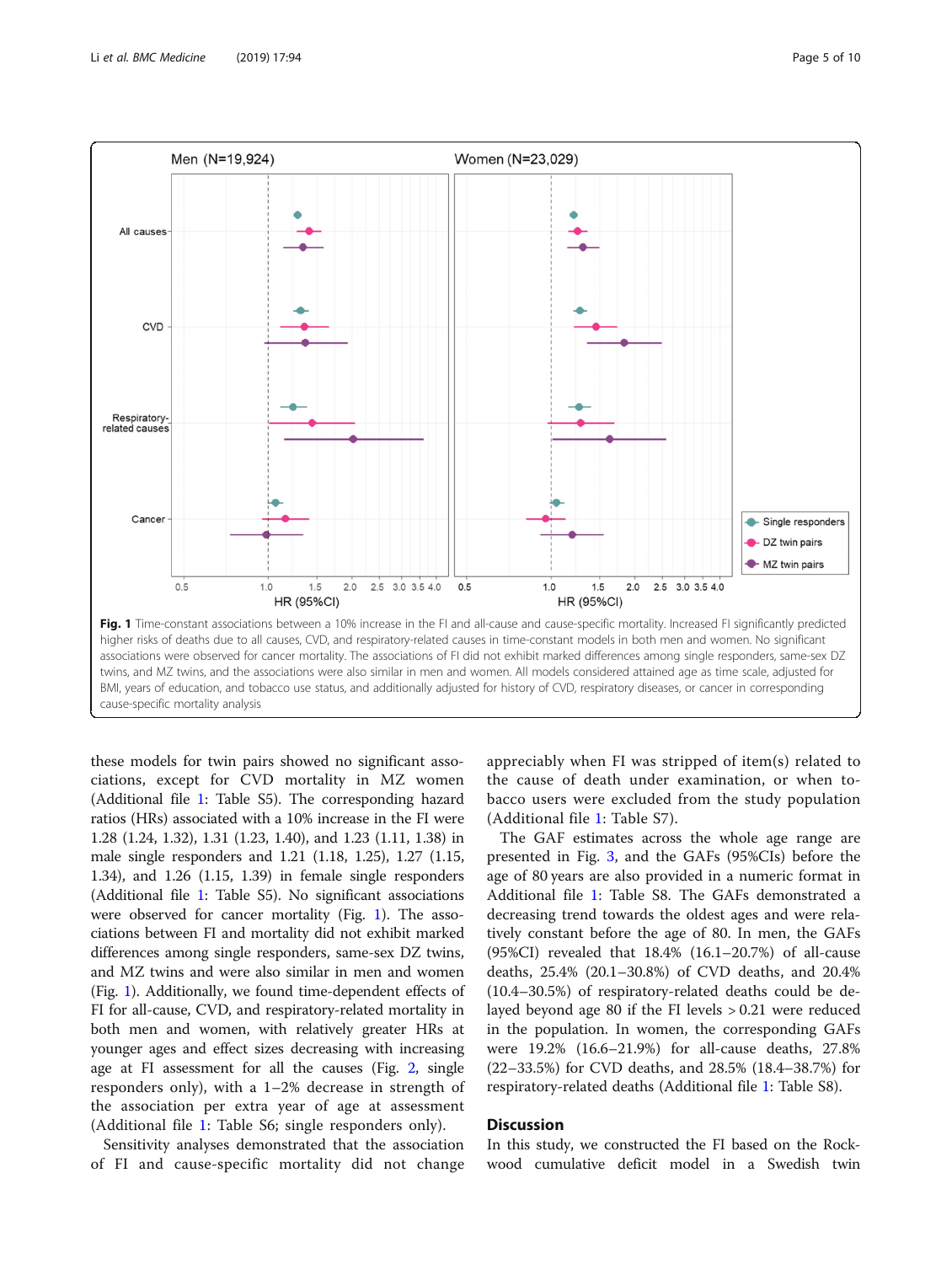Fig. 1 Time-constant associations between a 10% increase in the FI and all-cause and cause-specific mortality. Increased FI significantly predicted higher risks of deaths due to all causes, CVD, and respiratory-related causes in time-constant models in both men and women. No significant associations were observed for cancer mortality. The associations of FI did not exhibit marked differences among single responders, same-sex DZ twins, and MZ twins, and the associations were also similar in men and women. All models considered attained age as time scale, adjusted for BMI, years of education, and tobacco use status, and additionally adjusted for history of CVD, respiratory diseases, or cancer in corresponding cause-specific mortality analysis

these models for twin pairs showed no significant associations, except for CVD mortality in MZ women (Additional file 1: Table S5). The corresponding hazard ratios (HRs) associated with a 10% increase in the FI were 1.28 (1.24, 1.32), 1.31 (1.23, 1.40), and 1.23 (1.11, 1.38) in male single responders and 1.21 (1.18, 1.25), 1.27 (1.15, 1.34), and 1.26 (1.15, 1.39) in female single responders (Additional file 1: Table S5). No significant associations were observed for cancer mortality (Fig. 1). The associations between FI and mortality did not exhibit marked differences among single responders, same-sex DZ twins, and MZ twins and were also similar in men and women (Fig. 1). Additionally, we found time-dependent effects of FI for all-cause, CVD, and respiratory-related mortality in both men and women, with relatively greater HRs at younger ages and effect sizes decreasing with increasing age at FI assessment for all the causes (Fig. 2, single responders only), with a 1–2% decrease in strength of the association per extra year of age at assessment (Additional file 1: Table S6; single responders only).

Sensitivity analyses demonstrated that the association of FI and cause-specific mortality did not change appreciably when FI was stripped of item(s) related to the cause of death under examination, or when tobacco users were excluded from the study population (Additional file 1: Table S7).

The GAF estimates across the whole age range are presented in Fig. 3, and the GAFs (95%CIs) before the age of 80 years are also provided in a numeric format in Additional file 1: Table S8. The GAFs demonstrated a decreasing trend towards the oldest ages and were relatively constant before the age of 80. In men, the GAFs (95%CI) revealed that 18.4% (16.1–20.7%) of all-cause deaths, 25.4% (20.1–30.8%) of CVD deaths, and 20.4% (10.4–30.5%) of respiratory-related deaths could be delayed beyond age 80 if the FI levels > 0.21 were reduced in the population. In women, the corresponding GAFs were 19.2% (16.6–21.9%) for all-cause deaths, 27.8% (22–33.5%) for CVD deaths, and 28.5% (18.4–38.7%) for respiratory-related deaths (Additional file 1: Table S8).

## Discussion

In this study, we constructed the FI based on the Rockwood cumulative deficit model in a Swedish twin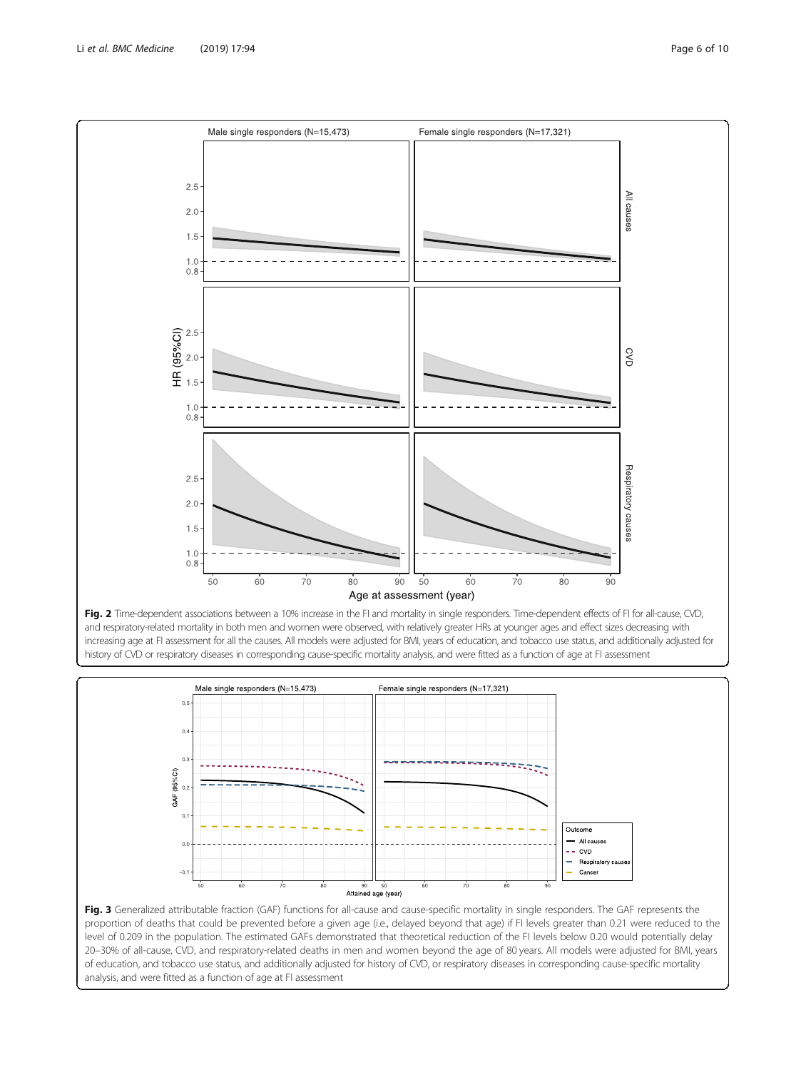**Fig. 2** Time-dependent associations between a 10% increase in the FI and mortality in single responders. Time-dependent effects of FI for all-cause, CVD, and respiratory-related mortality in both men and women were observed, with relatively greater HRs at younger ages and effect sizes decreasing with increasing age at FI assessment for all the causes. All models were adjusted for BMI, years of education, and tobacco use status, and additionally adjusted for history of CVD or respiratory diseases in corresponding cause-specific mortality analysis, and were fitted as a function of age at FI assessment

**Fig. 3** Generalized attributable fraction (GAF) functions for all-cause and cause-specific mortality in single responders. The GAF represents the proportion of deaths that could be prevented before a given age (i.e., delayed beyond that age) if FI levels greater than 0.21 were reduced to the level of 0.209 in the population. The estimated GAFs demonstrated that theoretical reduction of the FI levels below 0.20 would potentially delay 20–30% of all-cause, CVD, and respiratory-related deaths in men and women beyond the age of 80 years. All models were adjusted for BMI, years of education, and tobacco use status, and additionally adjusted for history of CVD, or respiratory diseases in corresponding cause-specific mortality analysis, and were fitted as a function of age at FI assessment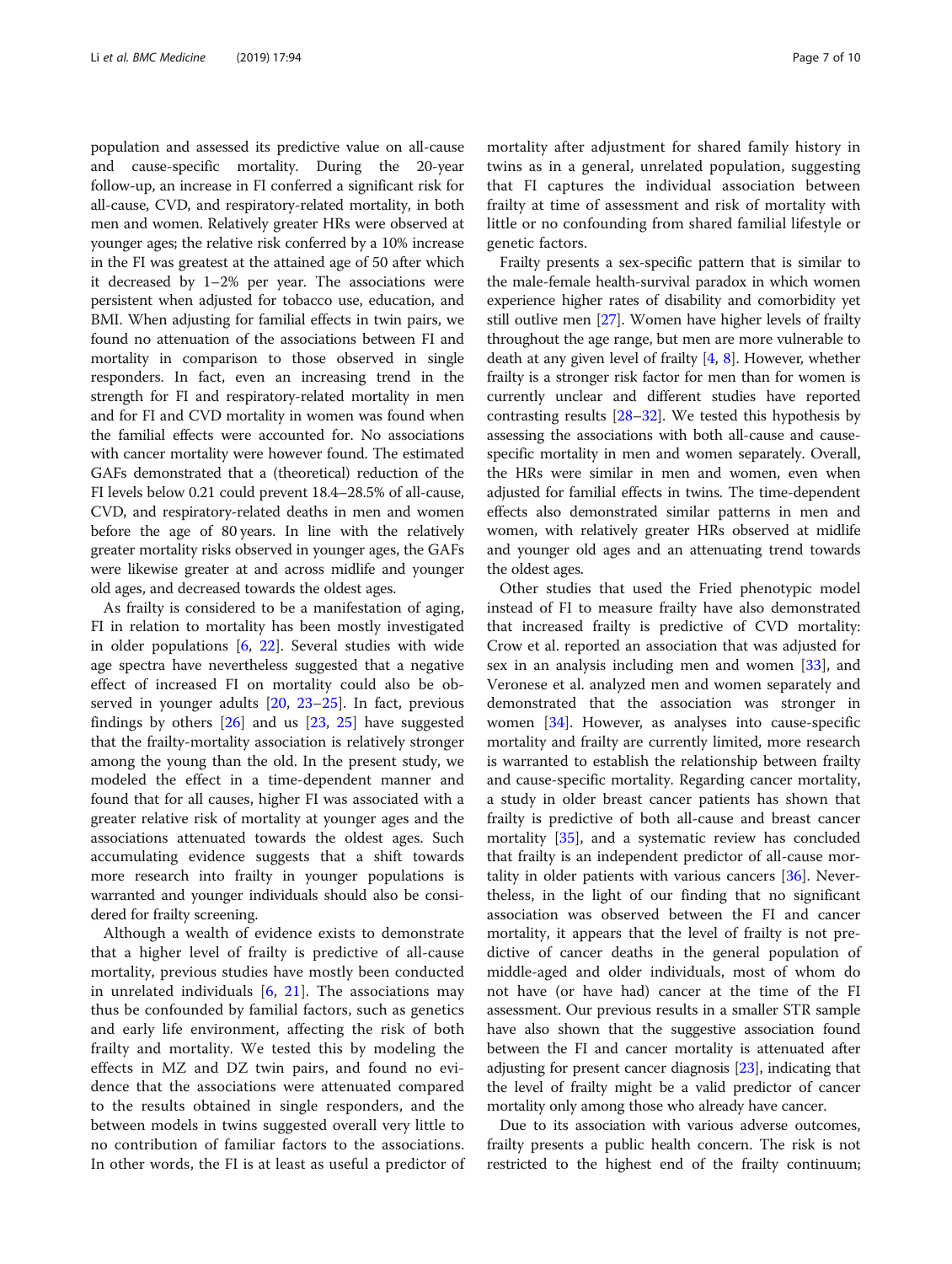population and assessed its predictive value on all-cause and cause-specific mortality. During the 20-year follow-up, an increase in FI conferred a significant risk for all-cause, CVD, and respiratory-related mortality, in both men and women. Relatively greater HRs were observed at younger ages; the relative risk conferred by a 10% increase in the FI was greatest at the attained age of 50 after which it decreased by 1–2% per year. The associations were persistent when adjusted for tobacco use, education, and BMI. When adjusting for familial effects in twin pairs, we found no attenuation of the associations between FI and mortality in comparison to those observed in single responders. In fact, even an increasing trend in the strength for FI and respiratory-related mortality in men and for FI and CVD mortality in women was found when the familial effects were accounted for. No associations with cancer mortality were however found. The estimated GAFs demonstrated that a (theoretical) reduction of the FI levels below 0.21 could prevent 18.4–28.5% of all-cause, CVD, and respiratory-related deaths in men and women before the age of 80 years. In line with the relatively greater mortality risks observed in younger ages, the GAFs were likewise greater at and across midlife and younger old ages, and decreased towards the oldest ages.

As frailty is considered to be a manifestation of aging, FI in relation to mortality has been mostly investigated in older populations [6, 22]. Several studies with wide age spectra have nevertheless suggested that a negative effect of increased FI on mortality could also be observed in younger adults [20, 23–25]. In fact, previous findings by others [26] and us [23, 25] have suggested that the frailty-mortality association is relatively stronger among the young than the old. In the present study, we modeled the effect in a time-dependent manner and found that for all causes, higher FI was associated with a greater relative risk of mortality at younger ages and the associations attenuated towards the oldest ages. Such accumulating evidence suggests that a shift towards more research into frailty in younger populations is warranted and younger individuals should also be considered for frailty screening.

Although a wealth of evidence exists to demonstrate that a higher level of frailty is predictive of all-cause mortality, previous studies have mostly been conducted in unrelated individuals [6, 21]. The associations may thus be confounded by familial factors, such as genetics and early life environment, affecting the risk of both frailty and mortality. We tested this by modeling the effects in MZ and DZ twin pairs, and found no evidence that the associations were attenuated compared to the results obtained in single responders, and the between models in twins suggested overall very little to no contribution of familiar factors to the associations. In other words, the FI is at least as useful a predictor of mortality after adjustment for shared family history in twins as in a general, unrelated population, suggesting that FI captures the individual association between frailty at time of assessment and risk of mortality with little or no confounding from shared familial lifestyle or genetic factors.

Frailty presents a sex-specific pattern that is similar to the male-female health-survival paradox in which women experience higher rates of disability and comorbidity yet still outlive men [27]. Women have higher levels of frailty throughout the age range, but men are more vulnerable to death at any given level of frailty [4, 8]. However, whether frailty is a stronger risk factor for men than for women is currently unclear and different studies have reported contrasting results [28–32]. We tested this hypothesis by assessing the associations with both all-cause and cause-specific mortality in men and women separately. Overall, the HRs were similar in men and women, even when adjusted for familial effects in twins. The time-dependent effects also demonstrated similar patterns in men and women, with relatively greater HRs observed at midlife and younger old ages and an attenuating trend towards the oldest ages.

Other studies that used the Fried phenotypic model instead of FI to measure frailty have also demonstrated that increased frailty is predictive of CVD mortality: Crow et al. reported an association that was adjusted for sex in an analysis including men and women [33], and Veronese et al. analyzed men and women separately and demonstrated that the association was stronger in women [34]. However, as analyses into cause-specific mortality and frailty are currently limited, more research is warranted to establish the relationship between frailty and cause-specific mortality. Regarding cancer mortality, a study in older breast cancer patients has shown that frailty is predictive of both all-cause and breast cancer mortality [35], and a systematic review has concluded that frailty is an independent predictor of all-cause mortality in older patients with various cancers [36]. Nevertheless, in the light of our finding that no significant association was observed between the FI and cancer mortality, it appears that the level of frailty is not predictive of cancer deaths in the general population of middle-aged and older individuals, most of whom do not have (or have had) cancer at the time of the FI assessment. Our previous results in a smaller STR sample have also shown that the suggestive association found between the FI and cancer mortality is attenuated after adjusting for present cancer diagnosis [23], indicating that the level of frailty might be a valid predictor of cancer mortality only among those who already have cancer.

Due to its association with various adverse outcomes, frailty presents a public health concern. The risk is not restricted to the highest end of the frailty continuum;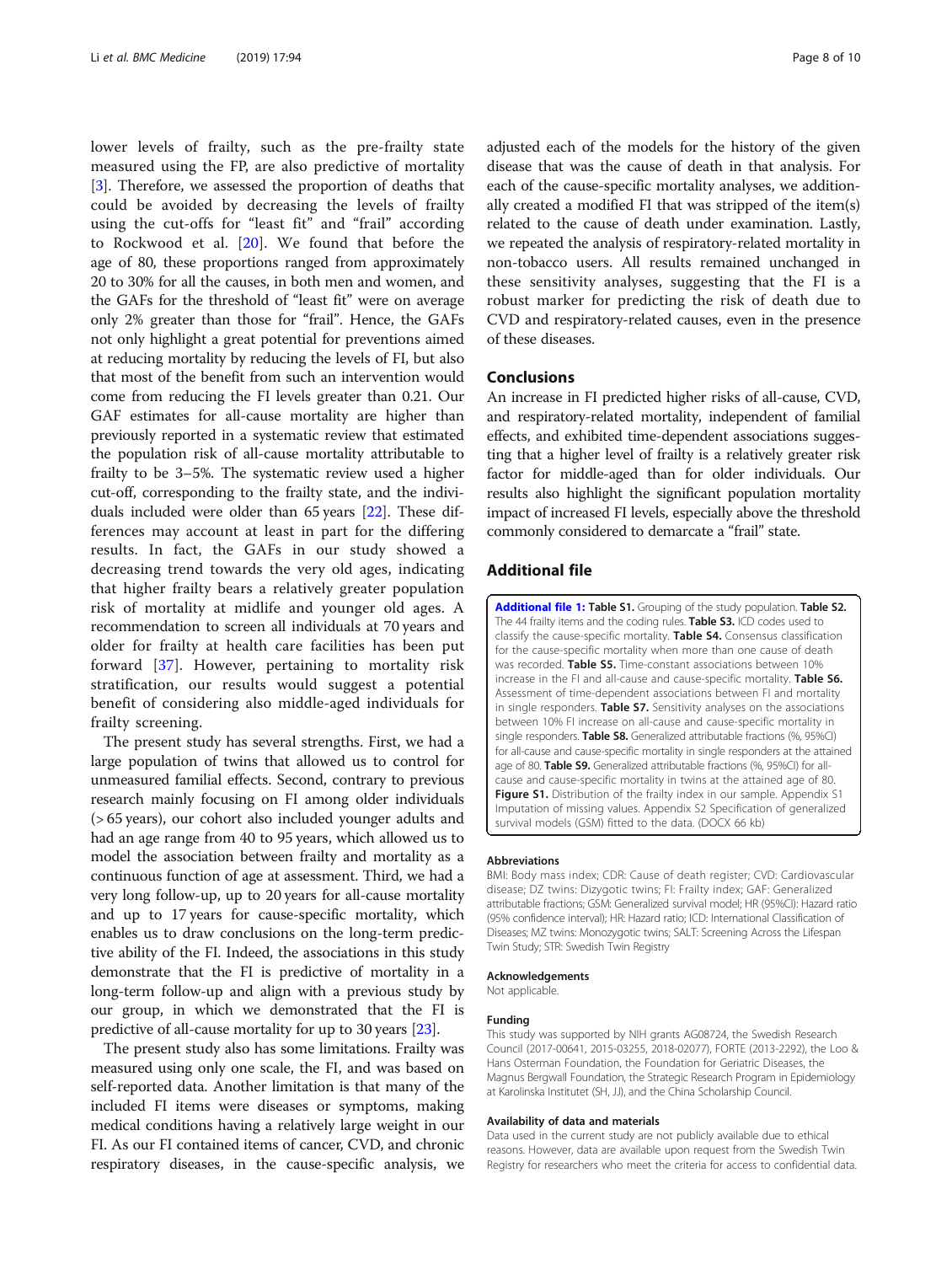lower levels of frailty, such as the pre-frailty state measured using the FP, are also predictive of mortality [3]. Therefore, we assessed the proportion of deaths that could be avoided by decreasing the levels of frailty using the cut-offs for "least fit" and "frail" according to Rockwood et al. [20]. We found that before the age of 80, these proportions ranged from approximately 20 to 30% for all the causes, in both men and women, and the GAFs for the threshold of "least fit" were on average only 2% greater than those for "frail". Hence, the GAFs not only highlight a great potential for preventions aimed at reducing mortality by reducing the levels of FI, but also that most of the benefit from such an intervention would come from reducing the FI levels greater than 0.21. Our GAF estimates for all-cause mortality are higher than previously reported in a systematic review that estimated the population risk of all-cause mortality attributable to frailty to be 3–5%. The systematic review used a higher cut-off, corresponding to the frailty state, and the individuals included were older than 65 years [22]. These differences may account at least in part for the differing results. In fact, the GAFs in our study showed a decreasing trend towards the very old ages, indicating that higher frailty bears a relatively greater population risk of mortality at midlife and younger old ages. A recommendation to screen all individuals at 70 years and older for frailty at health care facilities has been put forward [37]. However, pertaining to mortality risk stratification, our results would suggest a potential benefit of considering also middle-aged individuals for frailty screening.

The present study has several strengths. First, we had a large population of twins that allowed us to control for unmeasured familial effects. Second, contrary to previous research mainly focusing on FI among older individuals (> 65 years), our cohort also included younger adults and had an age range from 40 to 95 years, which allowed us to model the association between frailty and mortality as a continuous function of age at assessment. Third, we had a very long follow-up, up to 20 years for all-cause mortality and up to 17 years for cause-specific mortality, which enables us to draw conclusions on the long-term predictive ability of the FI. Indeed, the associations in this study demonstrate that the FI is predictive of mortality in a long-term follow-up and align with a previous study by our group, in which we demonstrated that the FI is predictive of all-cause mortality for up to 30 years [23].

The present study also has some limitations. Frailty was measured using only one scale, the FI, and was based on self-reported data. Another limitation is that many of the included FI items were diseases or symptoms, making medical conditions having a relatively large weight in our FI. As our FI contained items of cancer, CVD, and chronic respiratory diseases, in the cause-specific analysis, we adjusted each of the models for the history of the given disease that was the cause of death in that analysis. For each of the cause-specific mortality analyses, we additionally created a modified FI that was stripped of the item(s) related to the cause of death under examination. Lastly, we repeated the analysis of respiratory-related mortality in non-tobacco users. All results remained unchanged in these sensitivity analyses, suggesting that the FI is a robust marker for predicting the risk of death due to CVD and respiratory-related causes, even in the presence of these diseases.

## Conclusions

An increase in FI predicted higher risks of all-cause, CVD, and respiratory-related mortality, independent of familial effects, and exhibited time-dependent associations suggesting that a higher level of frailty is a relatively greater risk factor for middle-aged than for older individuals. Our results also highlight the significant population mortality impact of increased FI levels, especially above the threshold commonly considered to demarcate a "frail" state.

## Additional file

**Additional file 1:** **Table S1.** Grouping of the study population. **Table S2.** The 44 frailty items and the coding rules. **Table S3.** ICD codes used to classify the cause-specific mortality. **Table S4.** Consensus classification for the cause-specific mortality when more than one cause of death was recorded. **Table S5.** Time-constant associations between 10% increase in the FI and all-cause and cause-specific mortality. **Table S6.** Assessment of time-dependent associations between FI and mortality in single responders. **Table S7.** Sensitivity analyses on the associations between 10% FI increase on all-cause and cause-specific mortality in single responders. **Table S8.** Generalized attributable fractions (%, 95%CI) for all-cause and cause-specific mortality in single responders at the attained age of 80. **Table S9.** Generalized attributable fractions (%, 95%CI) for all-cause and cause-specific mortality in twins at the attained age of 80. **Figure S1.** Distribution of the frailty index in our sample. Appendix S1 Imputation of missing values. Appendix S2 Specification of generalized survival models (GSM) fitted to the data. (DOCX 66 kb)

#### Abbreviations

BMI: Body mass index; CDR: Cause of death register; CVD: Cardiovascular disease; DZ twins: Dizygotic twins; FI: Frailty index; GAF: Generalized attributable fractions; GSM: Generalized survival model; HR (95%CI): Hazard ratio (95% confidence interval); HR: Hazard ratio; ICD: International Classification of Diseases; MZ twins: Monozygotic twins; SALT: Screening Across the Lifespan Twin Study; STR: Swedish Twin Registry

#### Acknowledgements

Not applicable.

#### Funding

This study was supported by NIH grants AG08724, the Swedish Research Council (2017-00641, 2015-03255, 2018-02077), FORTE (2013-2292), the Loo & Hans Osterman Foundation, the Foundation for Geriatric Diseases, the Magnus Bergwall Foundation, the Strategic Research Program in Epidemiology at Karolinska Institutet (SH, JJ), and the China Scholarship Council.

#### Availability of data and materials

Data used in the current study are not publicly available due to ethical reasons. However, data are available upon request from the Swedish Twin Registry for researchers who meet the criteria for access to confidential data.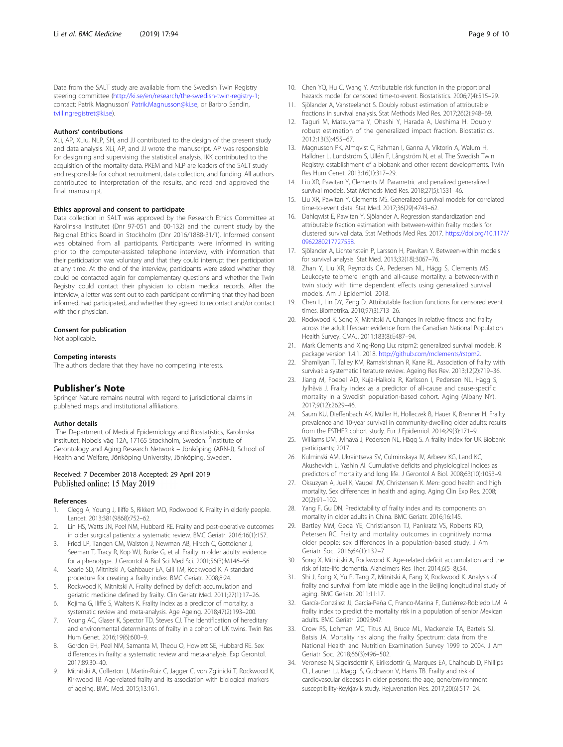Data from the SALT study are available from the Swedish Twin Registry steering committee (http://ki.se/en/research/the-swedish-twin-registry-1; contact: Patrik Magnusson' Patrik.Magnusson@ki.se, or Barbro Sandin, tvillingregistret@ki.se).

### Authors' contributions

XLi, AP, XLiu, NLP, SH, and JJ contributed to the design of the present study and data analysis. XLi, AP, and JJ wrote the manuscript. AP was responsible for designing and supervising the statistical analysis. IKK contributed to the acquisition of the mortality data. PKEM and NLP are leaders of the SALT study and responsible for cohort recruitment, data collection, and funding. All authors contributed to interpretation of the results, and read and approved the final manuscript.

### Ethics approval and consent to participate

Data collection in SALT was approved by the Research Ethics Committee at Karolinska Institutet (Dnr 97-051 and 00-132) and the current study by the Regional Ethics Board in Stockholm (Dnr 2016/1888-31/1). Informed consent was obtained from all participants. Participants were informed in writing prior to the computer-assisted telephone interview, with information that their participation was voluntary and that they could interrupt their participation at any time. At the end of the interview, participants were asked whether they could be contacted again for complementary questions and whether the Twin Registry could contact their physician to obtain medical records. After the interview, a letter was sent out to each participant confirming that they had been informed, had participated, and whether they agreed to recontact and/or contact with their physician.

### Consent for publication

Not applicable.

### Competing interests

The authors declare that they have no competing interests.

## Publisher's Note

Springer Nature remains neutral with regard to jurisdictional claims in published maps and institutional affiliations.

### Author details

[1]The Department of Medical Epidemiology and Biostatistics, Karolinska Institutet, Nobels väg 12A, 17165 Stockholm, Sweden. [2]Institute of Gerontology and Aging Research Network – Jönköping (ARN-J), School of Health and Welfare, Jönköping University, Jönköping, Sweden.

Received: 7 December 2018 Accepted: 29 April 2019
Published online: 15 May 2019

### References

1. Clegg A, Young J, Iliffe S, Rikkert MO, Rockwood K. Frailty in elderly people. Lancet. 2013;381(9868):752–62.
2. Lin HS, Watts JN, Peel NM, Hubbard RE. Frailty and post-operative outcomes in older surgical patients: a systematic review. BMC Geriatr. 2016;16(1):157.
3. Fried LP, Tangen CM, Walston J, Newman AB, Hirsch C, Gottdiener J, Seeman T, Tracy R, Kop WJ, Burke G, et al. Frailty in older adults: evidence for a phenotype. J Gerontol A Biol Sci Med Sci. 2001;56(3):M146–56.
4. Searle SD, Mitnitski A, Gahbauer EA, Gill TM, Rockwood K. A standard procedure for creating a frailty index. BMC Geriatr. 2008;8:24.
5. Rockwood K, Mitnitski A. Frailty defined by deficit accumulation and geriatric medicine defined by frailty. Clin Geriatr Med. 2011;27(1):17–26.
6. Kojima G, Iliffe S, Walters K. Frailty index as a predictor of mortality: a systematic review and meta-analysis. Age Ageing. 2018;47(2):193–200.
7. Young AC, Glaser K, Spector TD, Steves CJ. The identification of hereditary and environmental determinants of frailty in a cohort of UK twins. Twin Res Hum Genet. 2016;19(6):600–9.
8. Gordon EH, Peel NM, Samanta M, Theou O, Howlett SE, Hubbard RE. Sex differences in frailty: a systematic review and meta-analysis. Exp Gerontol. 2017;89:30–40.
9. Mitnitski A, Collerton J, Martin-Ruiz C, Jagger C, von Zglinicki T, Rockwood K, Kirkwood TB. Age-related frailty and its association with biological markers of ageing. BMC Med. 2015;13:161.
10. Chen YQ, Hu C, Wang Y. Attributable risk function in the proportional hazards model for censored time-to-event. Biostatistics. 2006;7(4):515–29.
11. Sjölander A, Vansteelandt S. Doubly robust estimation of attributable fractions in survival analysis. Stat Methods Med Res. 2017;26(2):948–69.
12. Taguri M, Matsuyama Y, Ohashi Y, Harada A, Ueshima H. Doubly robust estimation of the generalized impact fraction. Biostatistics. 2012;13(3):455–67.
13. Magnusson PK, Almqvist C, Rahman I, Ganna A, Viktorin A, Walum H, Halldner L, Lundström S, Ullén F, Långström N, et al. The Swedish Twin Registry: establishment of a biobank and other recent developments. Twin Res Hum Genet. 2013;16(1):317–29.
14. Liu XR, Pawitan Y, Clements M. Parametric and penalized generalized survival models. Stat Methods Med Res. 2018;27(5):1531–46.
15. Liu XR, Pawitan Y, Clements MS. Generalized survival models for correlated time-to-event data. Stat Med. 2017;36(29):4743–62.
16. Dahlqwist E, Pawitan Y, Sjölander A. Regression standardization and attributable fraction estimation with between-within frailty models for clustered survival data. Stat Methods Med Res. 2017. https://doi.org/10.1177/0962280217727558.
17. Sjölander A, Lichtenstein P, Larsson H, Pawitan Y. Between-within models for survival analysis. Stat Med. 2013;32(18):3067–76.
18. Zhan Y, Liu XR, Reynolds CA, Pedersen NL, Hägg S, Clements MS. Leukocyte telomere length and all-cause mortality: a between-within twin study with time dependent effects using generalized survival models. Am J Epidemiol. 2018.
19. Chen L, Lin DY, Zeng D. Attributable fraction functions for censored event times. Biometrika. 2010;97(3):713–26.
20. Rockwood K, Song X, Mitnitski A. Changes in relative fitness and frailty across the adult lifespan: evidence from the Canadian National Population Health Survey. CMAJ. 2011;183(8):E487–94.
21. Mark Clements and Xing-Rong Liu: rstpm2: generalized survival models. R package version 1.4.1. 2018. http://github.com/mclements/rstpm2.
22. Shamliyan T, Talley KM, Ramakrishnan R, Kane RL. Association of frailty with survival: a systematic literature review. Ageing Res Rev. 2013;12(2):719–36.
23. Jiang M, Foebel AD, Kuja-Halkola R, Karlsson I, Pedersen NL, Hägg S, Jylhävä J. Frailty index as a predictor of all-cause and cause-specific mortality in a Swedish population-based cohort. Aging (Albany NY). 2017;9(12):2629–46.
24. Saum KU, Dieffenbach AK, Müller H, Holleczek B, Hauer K, Brenner H. Frailty prevalence and 10-year survival in community-dwelling older adults: results from the ESTHER cohort study. Eur J Epidemiol. 2014;29(3):171–9.
25. Williams DM, Jylhävä J, Pedersen NL, Hägg S. A frailty index for UK Biobank participants; 2017.
26. Kulminski AM, Ukraintseva SV, Culminskaya IV, Arbeev KG, Land KC, Akushevich L, Yashin AI. Cumulative deficits and physiological indices as predictors of mortality and long life. J Gerontol A Biol. 2008;63(10):1053–9.
27. Oksuzyan A, Juel K, Vaupel JW, Christensen K. Men: good health and high mortality. Sex differences in health and aging. Aging Clin Exp Res. 2008;20(2):91–102.
28. Yang F, Gu DN. Predictability of frailty index and its components on mortality in older adults in China. BMC Geriatr. 2016;16:145.
29. Bartley MM, Geda YE, Christianson TJ, Pankratz VS, Roberts RO, Petersen RC. Frailty and mortality outcomes in cognitively normal older people: sex differences in a population-based study. J Am Geriatr Soc. 2016;64(1):132–7.
30. Song X, Mitnitski A, Rockwood K. Age-related deficit accumulation and the risk of late-life dementia. Alzheimers Res Ther. 2014;6(5–8):54.
31. Shi J, Song X, Yu P, Tang Z, Mitnitski A, Fang X, Rockwood K. Analysis of frailty and survival from late middle age in the Beijing longitudinal study of aging. BMC Geriatr. 2011;11:17.
32. García-González JJ, García-Peña C, Franco-Marina F, Gutiérrez-Robledo LM. A frailty index to predict the mortality risk in a population of senior Mexican adults. BMC Geriatr. 2009;9:47.
33. Crow RS, Lohman MC, Titus AJ, Bruce ML, Mackenzie TA, Bartels SJ, Batsis JA. Mortality risk along the frailty Spectrum: data from the National Health and Nutrition Examination Survey 1999 to 2004. J Am Geriatr Soc. 2018;66(3):496–502.
34. Veronese N, Sigeirsdottir K, Eiriksdottir G, Marques EA, Chalhoub D, Phillips CL, Launer LJ, Maggi S, Gudnason V, Harris TB. Frailty and risk of cardiovascular diseases in older persons: the age, gene/environment susceptibility-Reykjavik study. Rejuvenation Res. 2017;20(6):517–24.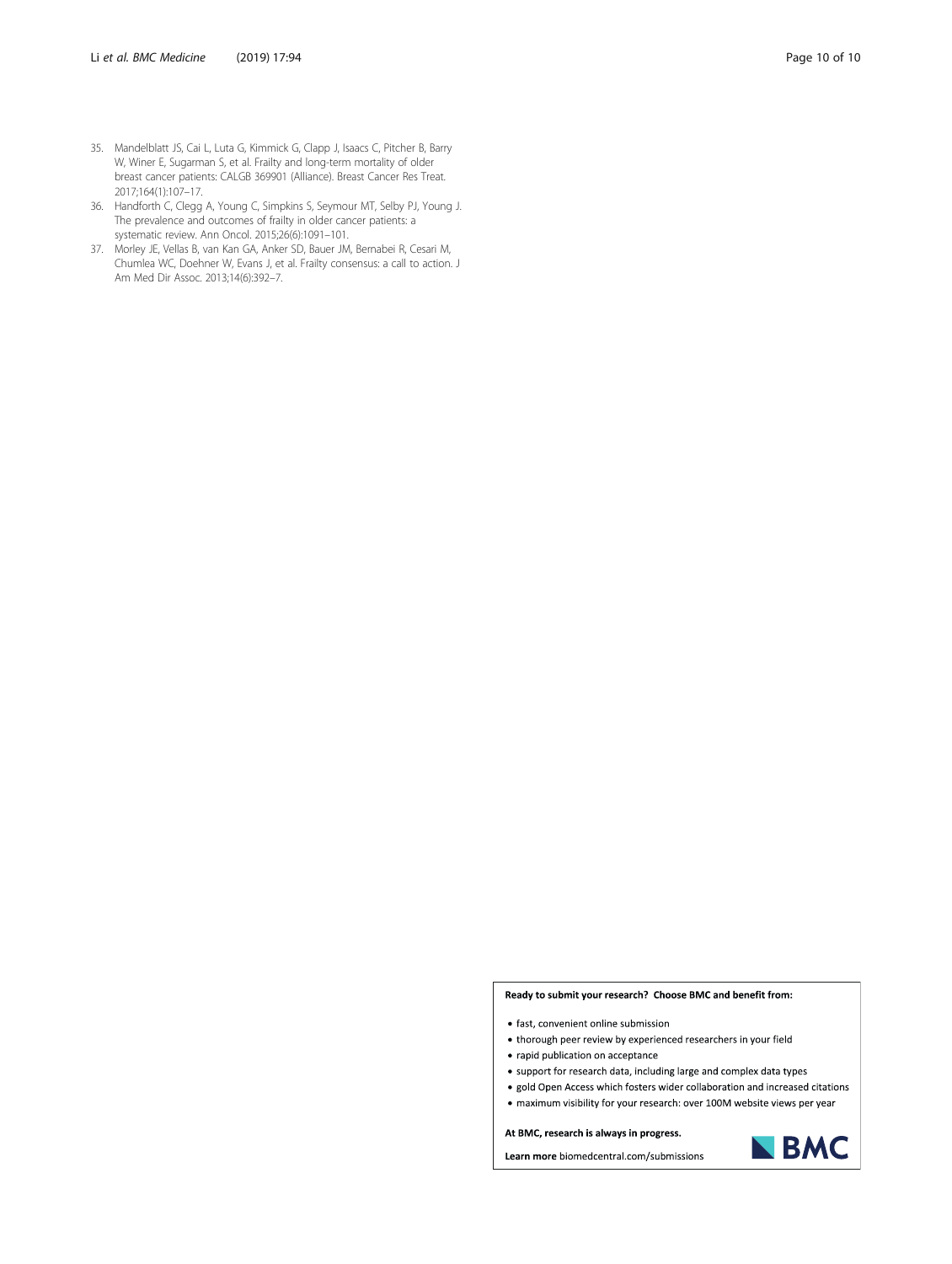35. Mandelblatt JS, Cai L, Luta G, Kimmick G, Clapp J, Isaacs C, Pitcher B, Barry W, Winer E, Sugarman S, et al. Frailty and long-term mortality of older breast cancer patients: CALGB 369901 (Alliance). Breast Cancer Res Treat. 2017;164(1):107–17.
36. Handforth C, Clegg A, Young C, Simpkins S, Seymour MT, Selby PJ, Young J. The prevalence and outcomes of frailty in older cancer patients: a systematic review. Ann Oncol. 2015;26(6):1091–101.
37. Morley JE, Vellas B, van Kan GA, Anker SD, Bauer JM, Bernabei R, Cesari M, Chumlea WC, Doehner W, Evans J, et al. Frailty consensus: a call to action. J Am Med Dir Assoc. 2013;14(6):392–7.

**Ready to submit your research? Choose BMC and benefit from:**

- fast, convenient online submission
- thorough peer review by experienced researchers in your field
- rapid publication on acceptance
- support for research data, including large and complex data types
- gold Open Access which fosters wider collaboration and increased citations
- maximum visibility for your research: over 100M website views per year

**At BMC, research is always in progress.**

**Learn more** biomedcentral.com/submissions

BMC